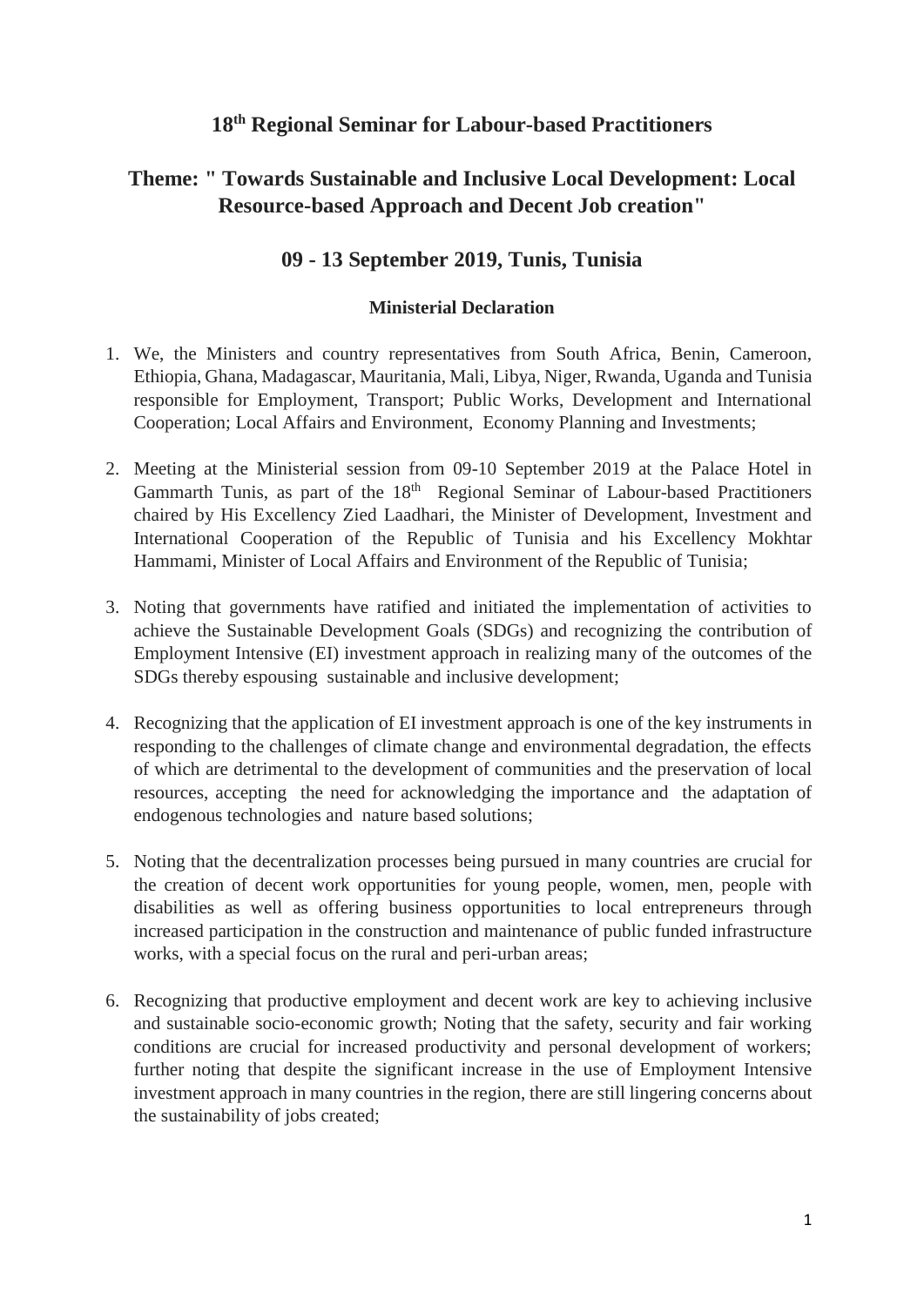# 18th Regional Seminar for Labour-based Practitioners

## Theme: " Towards Sustainable and Inclusive Local Development: Local Resource-based Approach and Decent Job creation"

## 09 - 13 September 2019, Tunis, Tunisia

### Ministerial Declaration

1. We, the Ministers and country representatives from South Africa, Benin, Cameroon, Ethiopia, Ghana, Madagascar, Mauritania, Mali, Libya, Niger, Rwanda, Uganda and Tunisia responsible for Employment, Transport; Public Works, Development and International Cooperation; Local Affairs and Environment, Economy Planning and Investments;

2. Meeting at the Ministerial session from 09-10 September 2019 at the Palace Hotel in Gammarth Tunis, as part of the 18th Regional Seminar of Labour-based Practitioners chaired by His Excellency Zied Laadhari, the Minister of Development, Investment and International Cooperation of the Republic of Tunisia and his Excellency Mokhtar Hammami, Minister of Local Affairs and Environment of the Republic of Tunisia;

3. Noting that governments have ratified and initiated the implementation of activities to achieve the Sustainable Development Goals (SDGs) and recognizing the contribution of Employment Intensive (EI) investment approach in realizing many of the outcomes of the SDGs thereby espousing sustainable and inclusive development;

4. Recognizing that the application of EI investment approach is one of the key instruments in responding to the challenges of climate change and environmental degradation, the effects of which are detrimental to the development of communities and the preservation of local resources, accepting the need for acknowledging the importance and the adaptation of endogenous technologies and nature based solutions;

5. Noting that the decentralization processes being pursued in many countries are crucial for the creation of decent work opportunities for young people, women, men, people with disabilities as well as offering business opportunities to local entrepreneurs through increased participation in the construction and maintenance of public funded infrastructure works, with a special focus on the rural and peri-urban areas;

6. Recognizing that productive employment and decent work are key to achieving inclusive and sustainable socio-economic growth; Noting that the safety, security and fair working conditions are crucial for increased productivity and personal development of workers; further noting that despite the significant increase in the use of Employment Intensive investment approach in many countries in the region, there are still lingering concerns about the sustainability of jobs created;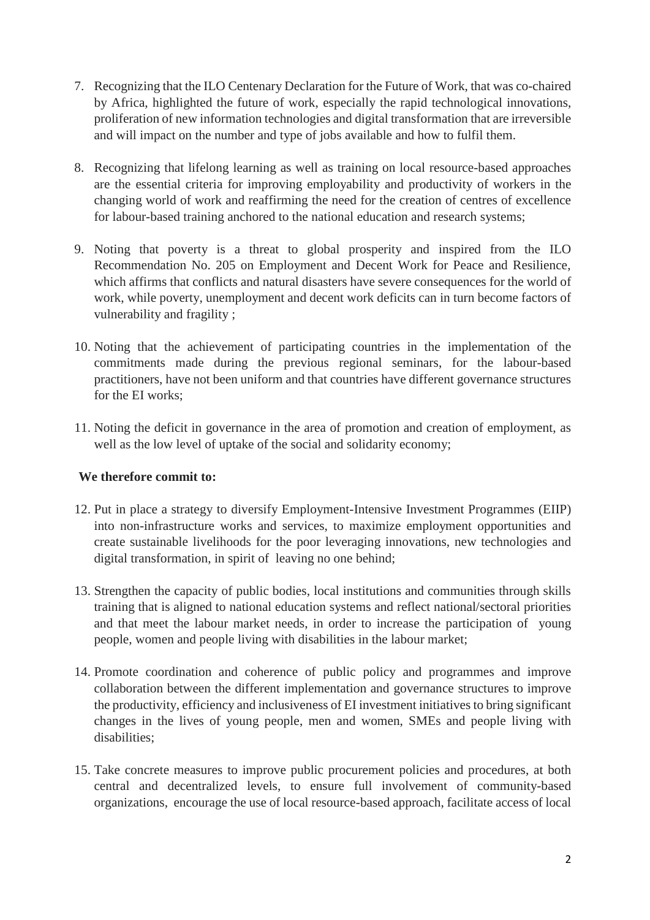7. Recognizing that the ILO Centenary Declaration for the Future of Work, that was co-chaired by Africa, highlighted the future of work, especially the rapid technological innovations, proliferation of new information technologies and digital transformation that are irreversible and will impact on the number and type of jobs available and how to fulfil them.

8. Recognizing that lifelong learning as well as training on local resource-based approaches are the essential criteria for improving employability and productivity of workers in the changing world of work and reaffirming the need for the creation of centres of excellence for labour-based training anchored to the national education and research systems;

9. Noting that poverty is a threat to global prosperity and inspired from the ILO Recommendation No. 205 on Employment and Decent Work for Peace and Resilience, which affirms that conflicts and natural disasters have severe consequences for the world of work, while poverty, unemployment and decent work deficits can in turn become factors of vulnerability and fragility ;

10. Noting that the achievement of participating countries in the implementation of the commitments made during the previous regional seminars, for the labour-based practitioners, have not been uniform and that countries have different governance structures for the EI works;

11. Noting the deficit in governance in the area of promotion and creation of employment, as well as the low level of uptake of the social and solidarity economy;

**We therefore commit to:**

12. Put in place a strategy to diversify Employment-Intensive Investment Programmes (EIIP) into non-infrastructure works and services, to maximize employment opportunities and create sustainable livelihoods for the poor leveraging innovations, new technologies and digital transformation, in spirit of leaving no one behind;

13. Strengthen the capacity of public bodies, local institutions and communities through skills training that is aligned to national education systems and reflect national/sectoral priorities and that meet the labour market needs, in order to increase the participation of young people, women and people living with disabilities in the labour market;

14. Promote coordination and coherence of public policy and programmes and improve collaboration between the different implementation and governance structures to improve the productivity, efficiency and inclusiveness of EI investment initiatives to bring significant changes in the lives of young people, men and women, SMEs and people living with disabilities;

15. Take concrete measures to improve public procurement policies and procedures, at both central and decentralized levels, to ensure full involvement of community-based organizations, encourage the use of local resource-based approach, facilitate access of local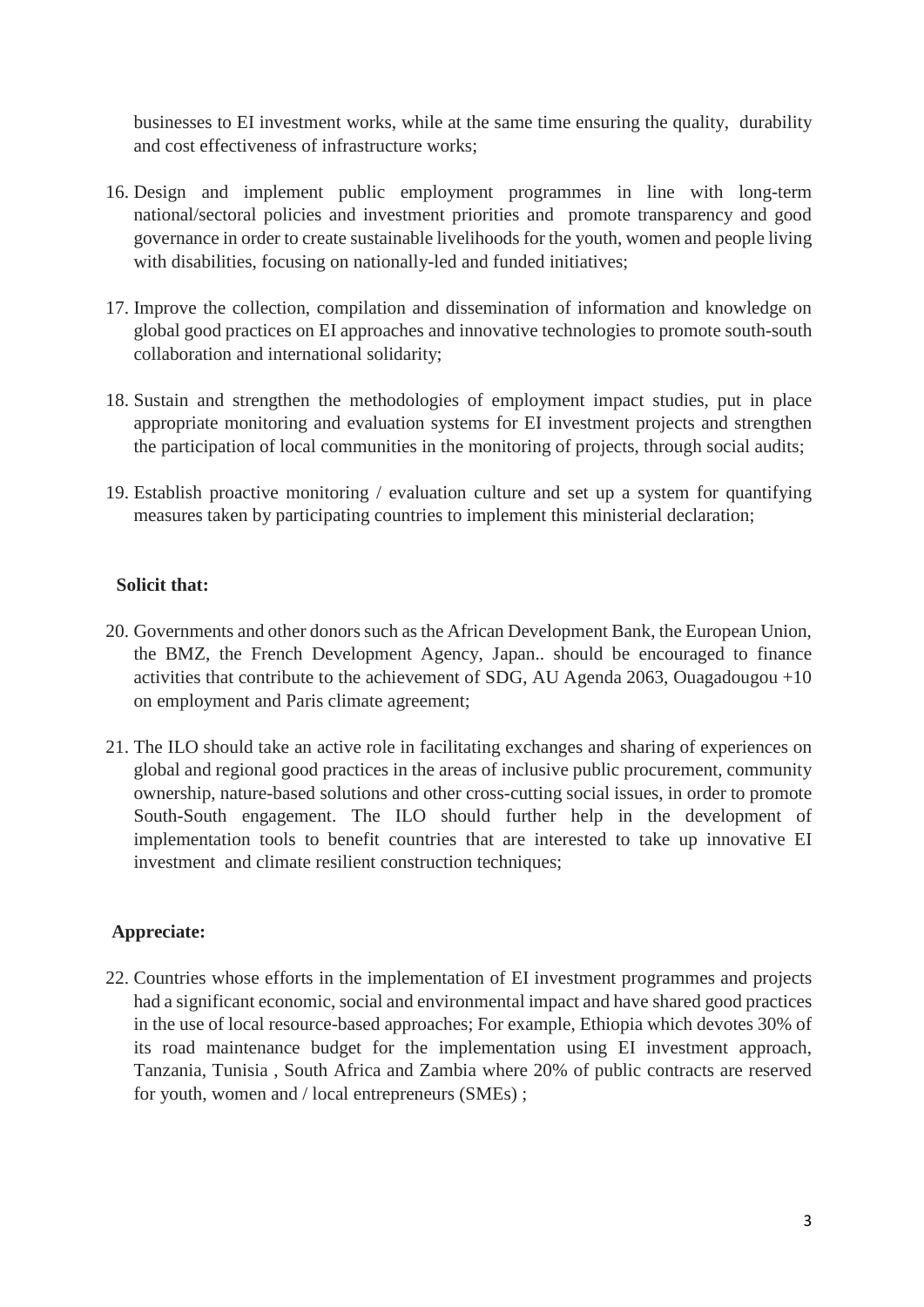businesses to EI investment works, while at the same time ensuring the quality, durability and cost effectiveness of infrastructure works;

16. Design and implement public employment programmes in line with long-term national/sectoral policies and investment priorities and promote transparency and good governance in order to create sustainable livelihoods for the youth, women and people living with disabilities, focusing on nationally-led and funded initiatives;

17. Improve the collection, compilation and dissemination of information and knowledge on global good practices on EI approaches and innovative technologies to promote south-south collaboration and international solidarity;

18. Sustain and strengthen the methodologies of employment impact studies, put in place appropriate monitoring and evaluation systems for EI investment projects and strengthen the participation of local communities in the monitoring of projects, through social audits;

19. Establish proactive monitoring / evaluation culture and set up a system for quantifying measures taken by participating countries to implement this ministerial declaration;

**Solicit that:**

20. Governments and other donors such as the African Development Bank, the European Union, the BMZ, the French Development Agency, Japan.. should be encouraged to finance activities that contribute to the achievement of SDG, AU Agenda 2063, Ouagadougou +10 on employment and Paris climate agreement;

21. The ILO should take an active role in facilitating exchanges and sharing of experiences on global and regional good practices in the areas of inclusive public procurement, community ownership, nature-based solutions and other cross-cutting social issues, in order to promote South-South engagement. The ILO should further help in the development of implementation tools to benefit countries that are interested to take up innovative EI investment and climate resilient construction techniques;

**Appreciate:**

22. Countries whose efforts in the implementation of EI investment programmes and projects had a significant economic, social and environmental impact and have shared good practices in the use of local resource-based approaches; For example, Ethiopia which devotes 30% of its road maintenance budget for the implementation using EI investment approach, Tanzania, Tunisia , South Africa and Zambia where 20% of public contracts are reserved for youth, women and / local entrepreneurs (SMEs) ;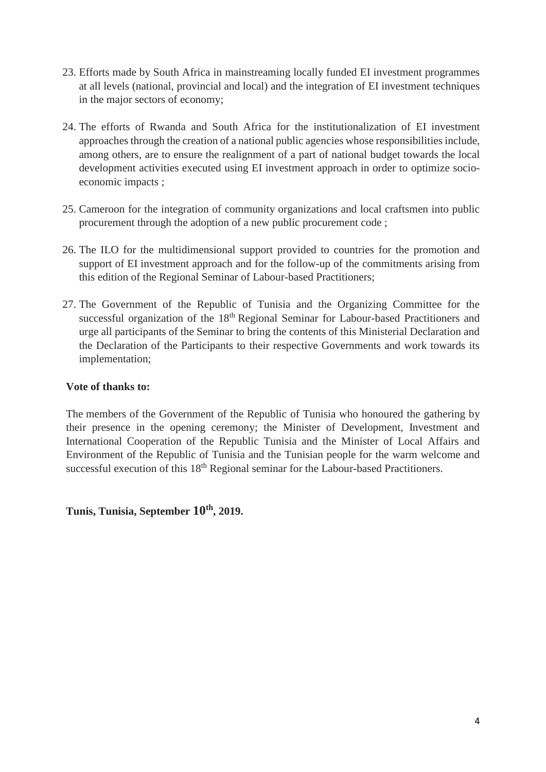23. Efforts made by South Africa in mainstreaming locally funded EI investment programmes at all levels (national, provincial and local) and the integration of EI investment techniques in the major sectors of economy;

24. The efforts of Rwanda and South Africa for the institutionalization of EI investment approaches through the creation of a national public agencies whose responsibilities include, among others, are to ensure the realignment of a part of national budget towards the local development activities executed using EI investment approach in order to optimize socio-economic impacts ;

25. Cameroon for the integration of community organizations and local craftsmen into public procurement through the adoption of a new public procurement code ;

26. The ILO for the multidimensional support provided to countries for the promotion and support of EI investment approach and for the follow-up of the commitments arising from this edition of the Regional Seminar of Labour-based Practitioners;

27. The Government of the Republic of Tunisia and the Organizing Committee for the successful organization of the 18th Regional Seminar for Labour-based Practitioners and urge all participants of the Seminar to bring the contents of this Ministerial Declaration and the Declaration of the Participants to their respective Governments and work towards its implementation;

**Vote of thanks to:**

The members of the Government of the Republic of Tunisia who honoured the gathering by their presence in the opening ceremony; the Minister of Development, Investment and International Cooperation of the Republic Tunisia and the Minister of Local Affairs and Environment of the Republic of Tunisia and the Tunisian people for the warm welcome and successful execution of this 18th Regional seminar for the Labour-based Practitioners.

**Tunis, Tunisia, September 10th, 2019.**